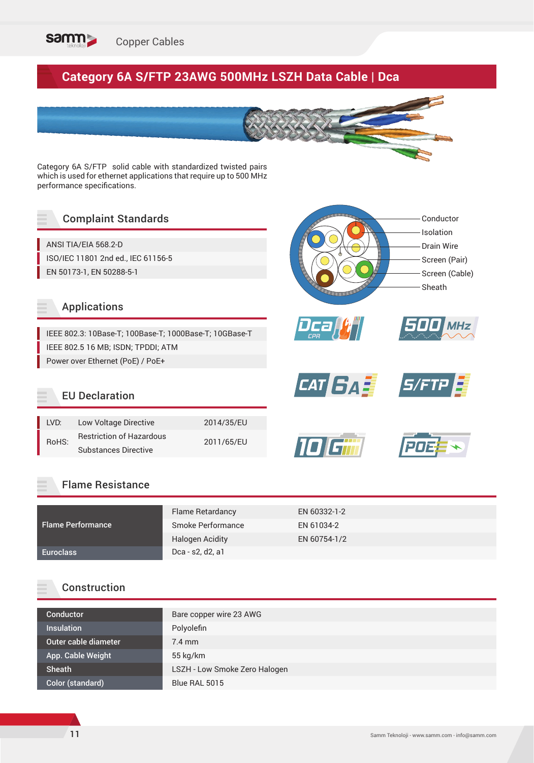# Category 6A S/FTP 23AWG 500MHz LSZH Data Cable | Dca

Category 6A S/FTP solid cable with standardized twisted pairs which is used for ethernet applications that require up to 500 MHz performance specifications.

Conductor
Isolation
Drain Wire
Screen (Pair)
Screen (Cable)
Sheath

## Complaint Standards

- ANSI TIA/EIA 568.2-D
- ISO/IEC 11801 2nd ed., IEC 61156-5
- EN 50173-1, EN 50288-5-1

## Applications

- IEEE 802.3: 10Base-T; 100Base-T; 1000Base-T; 10GBase-T
- IEEE 802.5 16 MB; ISDN; TPDDI; ATM
- Power over Ethernet (PoE) / PoE+

## EU Declaration

| | | |
|---|---|---|
| LVD: | Low Voltage Directive | 2014/35/EU |
| RoHS: | Restriction of Hazardous Substances Directive | 2011/65/EU |

## Flame Resistance

| | | |
|---|---|---|
| Flame Performance | Flame Retardancy | EN 60332-1-2 |
| | Smoke Performance | EN 61034-2 |
| | Halogen Acidity | EN 60754-1/2 |
| Euroclass | Dca - s2, d2, a1 | |

## Construction

| | |
|---|---|
| Conductor | Bare copper wire 23 AWG |
| Insulation | Polyolefin |
| Outer cable diameter | 7.4 mm |
| App. Cable Weight | 55 kg/km |
| Sheath | LSZH - Low Smoke Zero Halogen |
| Color (standard) | Blue RAL 5015 |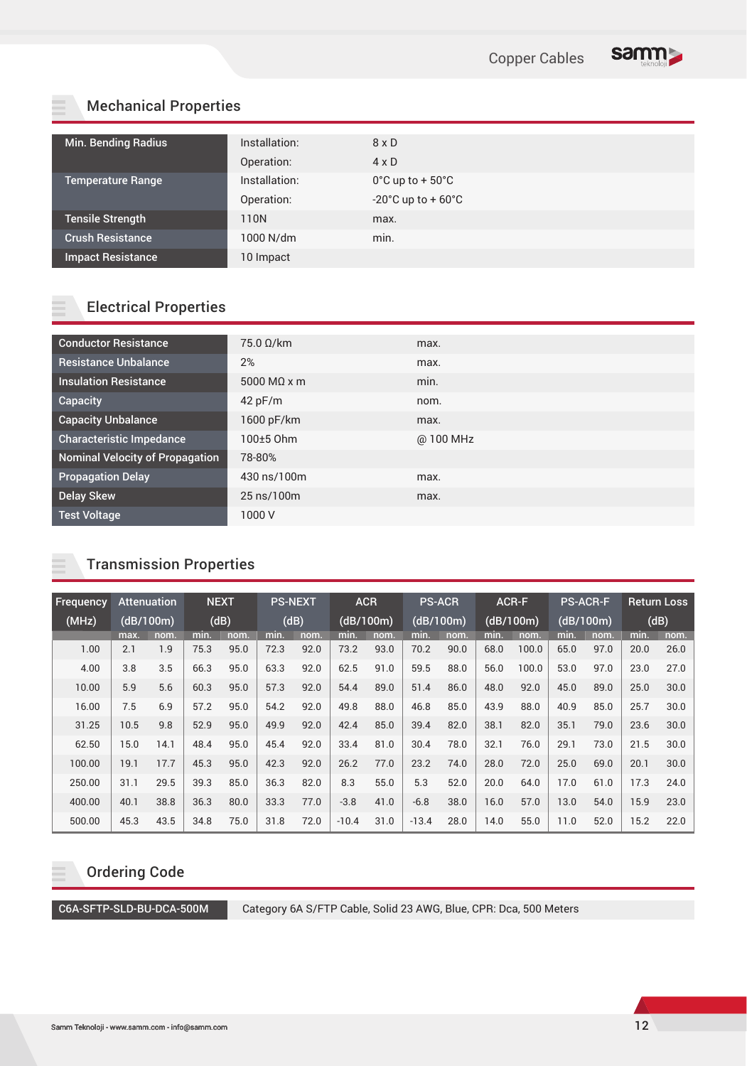## Mechanical Properties

| | | |
|---|---|---|
| Min. Bending Radius | Installation: | 8 x D |
| | Operation: | 4 x D |
| Temperature Range | Installation: | 0°C up to + 50°C |
| | Operation: | -20°C up to + 60°C |
| Tensile Strength | 110N | max. |
| Crush Resistance | 1000 N/dm | min. |
| Impact Resistance | 10 Impact | |

## Electrical Properties

| | | |
|---|---|---|
| Conductor Resistance | 75.0 Ω/km | max. |
| Resistance Unbalance | 2% | max. |
| Insulation Resistance | 5000 MΩ x m | min. |
| Capacity | 42 pF/m | nom. |
| Capacity Unbalance | 1600 pF/km | max. |
| Characteristic Impedance | 100±5 Ohm | @ 100 MHz |
| Nominal Velocity of Propagation | 78-80% | |
| Propagation Delay | 430 ns/100m | max. |
| Delay Skew | 25 ns/100m | max. |
| Test Voltage | 1000 V | |

## Transmission Properties

| Frequency (MHz) | Attenuation (dB/100m) | | NEXT (dB) | | PS-NEXT (dB) | | ACR (dB/100m) | | PS-ACR (dB/100m) | | ACR-F (dB/100m) | | PS-ACR-F (dB/100m) | | Return Loss (dB) | |
|---|---|---|---|---|---|---|---|---|---|---|---|---|---|---|---|---|
| | max. | nom. | min. | nom. | min. | nom. | min. | nom. | min. | nom. | min. | nom. | min. | nom. | min. | nom. |
| 1.00 | 2.1 | 1.9 | 75.3 | 95.0 | 72.3 | 92.0 | 73.2 | 93.0 | 70.2 | 90.0 | 68.0 | 100.0 | 65.0 | 97.0 | 20.0 | 26.0 |
| 4.00 | 3.8 | 3.5 | 66.3 | 95.0 | 63.3 | 92.0 | 62.5 | 91.0 | 59.5 | 88.0 | 56.0 | 100.0 | 53.0 | 97.0 | 23.0 | 27.0 |
| 10.00 | 5.9 | 5.6 | 60.3 | 95.0 | 57.3 | 92.0 | 54.4 | 89.0 | 51.4 | 86.0 | 48.0 | 92.0 | 45.0 | 89.0 | 25.0 | 30.0 |
| 16.00 | 7.5 | 6.9 | 57.2 | 95.0 | 54.2 | 92.0 | 49.8 | 88.0 | 46.8 | 85.0 | 43.9 | 88.0 | 40.9 | 85.0 | 25.7 | 30.0 |
| 31.25 | 10.5 | 9.8 | 52.9 | 95.0 | 49.9 | 92.0 | 42.4 | 85.0 | 39.4 | 82.0 | 38.1 | 82.0 | 35.1 | 79.0 | 23.6 | 30.0 |
| 62.50 | 15.0 | 14.1 | 48.4 | 95.0 | 45.4 | 92.0 | 33.4 | 81.0 | 30.4 | 78.0 | 32.1 | 76.0 | 29.1 | 73.0 | 21.5 | 30.0 |
| 100.00 | 19.1 | 17.7 | 45.3 | 95.0 | 42.3 | 92.0 | 26.2 | 77.0 | 23.2 | 74.0 | 28.0 | 72.0 | 25.0 | 69.0 | 20.1 | 30.0 |
| 250.00 | 31.1 | 29.5 | 39.3 | 85.0 | 36.3 | 82.0 | 8.3 | 55.0 | 5.3 | 52.0 | 20.0 | 64.0 | 17.0 | 61.0 | 17.3 | 24.0 |
| 400.00 | 40.1 | 38.8 | 36.3 | 80.0 | 33.3 | 77.0 | -3.8 | 41.0 | -6.8 | 38.0 | 16.0 | 57.0 | 13.0 | 54.0 | 15.9 | 23.0 |
| 500.00 | 45.3 | 43.5 | 34.8 | 75.0 | 31.8 | 72.0 | -10.4 | 31.0 | -13.4 | 28.0 | 14.0 | 55.0 | 11.0 | 52.0 | 15.2 | 22.0 |

## Ordering Code

| | |
|---|---|
| C6A-SFTP-SLD-BU-DCA-500M | Category 6A S/FTP Cable, Solid 23 AWG, Blue, CPR: Dca, 500 Meters |